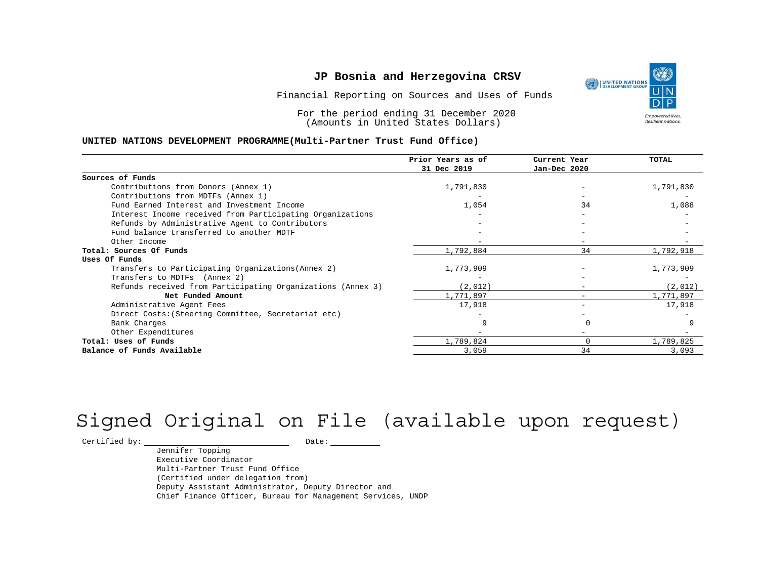# JP Bosnia and Herzegovina CRSV

Financial Reporting on Sources and Uses of Funds

For the period ending 31 December 2020
(Amounts in United States Dollars)

**UNITED NATIONS DEVELOPMENT PROGRAMME(Multi-Partner Trust Fund Office)**

| | Prior Years as of 31 Dec 2019 | Current Year Jan-Dec 2020 | TOTAL |
|---|---|---|---|
| **Sources of Funds** | | | |
| Contributions from Donors (Annex 1) | 1,791,830 | - | 1,791,830 |
| Contributions from MDTFs (Annex 1) | - | - | - |
| Fund Earned Interest and Investment Income | 1,054 | 34 | 1,088 |
| Interest Income received from Participating Organizations | - | - | - |
| Refunds by Administrative Agent to Contributors | - | - | - |
| Fund balance transferred to another MDTF | - | - | - |
| Other Income | - | - | - |
| **Total: Sources Of Funds** | 1,792,884 | 34 | 1,792,918 |
| **Uses Of Funds** | | | |
| Transfers to Participating Organizations(Annex 2) | 1,773,909 | - | 1,773,909 |
| Transfers to MDTFs (Annex 2) | - | - | - |
| Refunds received from Participating Organizations (Annex 3) | (2,012) | - | (2,012) |
| **Net Funded Amount** | 1,771,897 | - | 1,771,897 |
| Administrative Agent Fees | 17,918 | - | 17,918 |
| Direct Costs:(Steering Committee, Secretariat etc) | - | - | - |
| Bank Charges | 9 | 0 | 9 |
| Other Expenditures | - | - | - |
| **Total: Uses of Funds** | 1,789,824 | 0 | 1,789,825 |
| **Balance of Funds Available** | 3,059 | 34 | 3,093 |

Signed Original on File (available upon request)

Certified by: ______________________ Date: __________

Jennifer Topping
Executive Coordinator
Multi-Partner Trust Fund Office
(Certified under delegation from)
Deputy Assistant Administrator, Deputy Director and
Chief Finance Officer, Bureau for Management Services, UNDP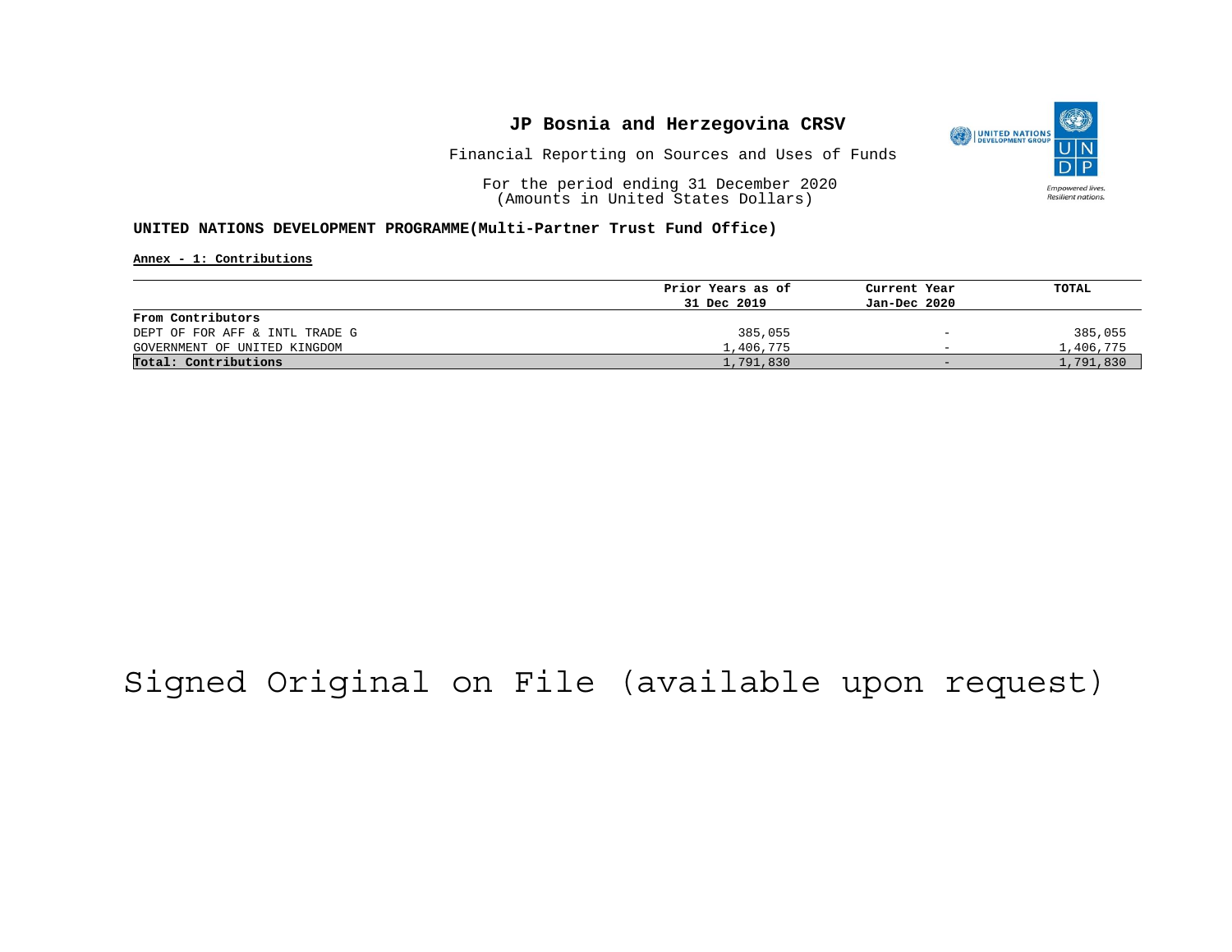# JP Bosnia and Herzegovina CRSV

Financial Reporting on Sources and Uses of Funds

For the period ending 31 December 2020
(Amounts in United States Dollars)

**UNITED NATIONS DEVELOPMENT PROGRAMME(Multi-Partner Trust Fund Office)**

**Annex - 1: Contributions**

| | Prior Years as of 31 Dec 2019 | Current Year Jan-Dec 2020 | TOTAL |
|---|---|---|---|
| **From Contributors** | | | |
| DEPT OF FOR AFF & INTL TRADE G | 385,055 | - | 385,055 |
| GOVERNMENT OF UNITED KINGDOM | 1,406,775 | - | 1,406,775 |
| **Total: Contributions** | 1,791,830 | - | 1,791,830 |

Signed Original on File (available upon request)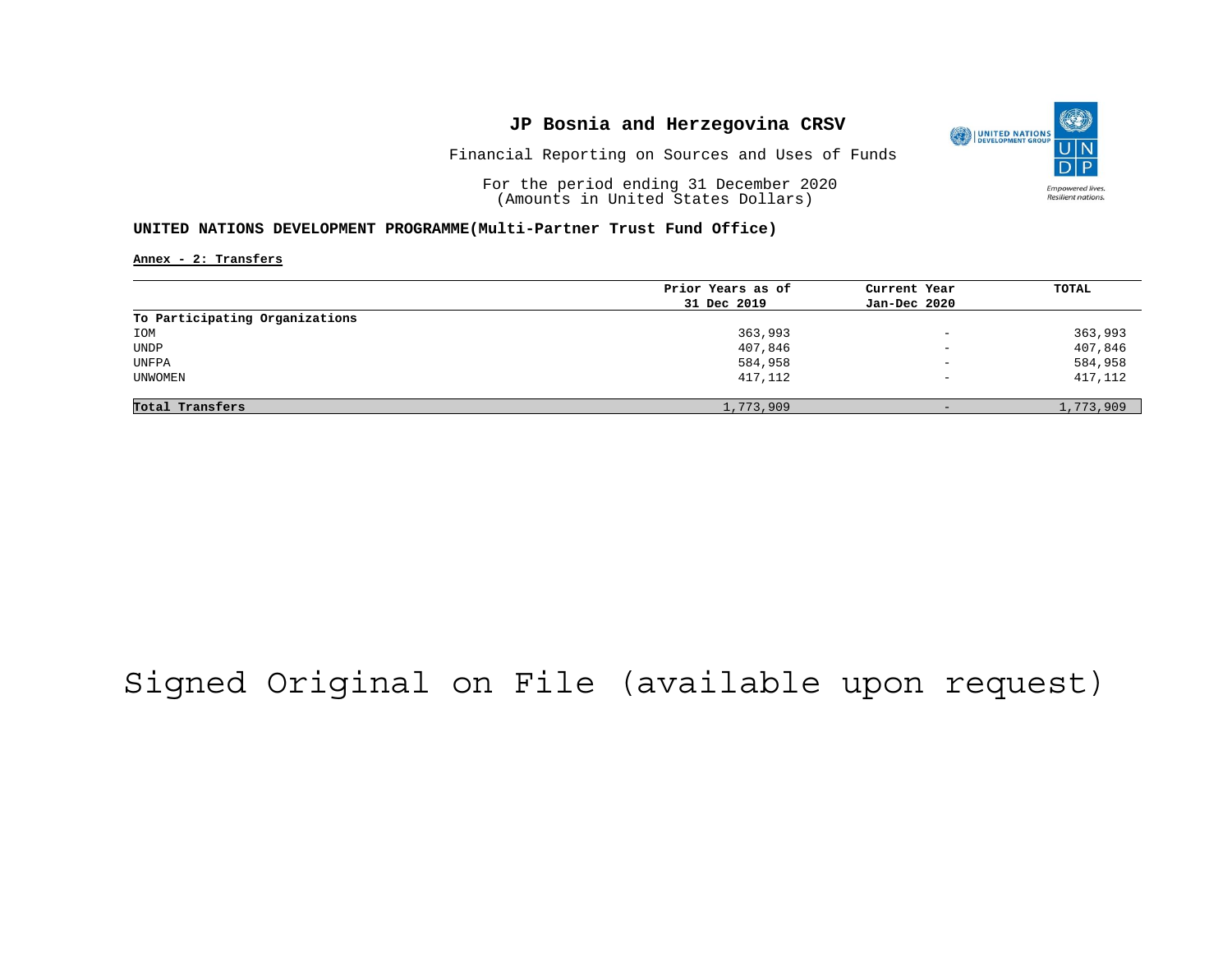# JP Bosnia and Herzegovina CRSV

Financial Reporting on Sources and Uses of Funds

For the period ending 31 December 2020
(Amounts in United States Dollars)

**UNITED NATIONS DEVELOPMENT PROGRAMME(Multi-Partner Trust Fund Office)**

**Annex - 2: Transfers**

| | Prior Years as of 31 Dec 2019 | Current Year Jan-Dec 2020 | TOTAL |
|---|---|---|---|
| **To Participating Organizations** | | | |
| IOM | 363,993 | - | 363,993 |
| UNDP | 407,846 | - | 407,846 |
| UNFPA | 584,958 | - | 584,958 |
| UNWOMEN | 417,112 | - | 417,112 |
| **Total Transfers** | 1,773,909 | - | 1,773,909 |

Signed Original on File (available upon request)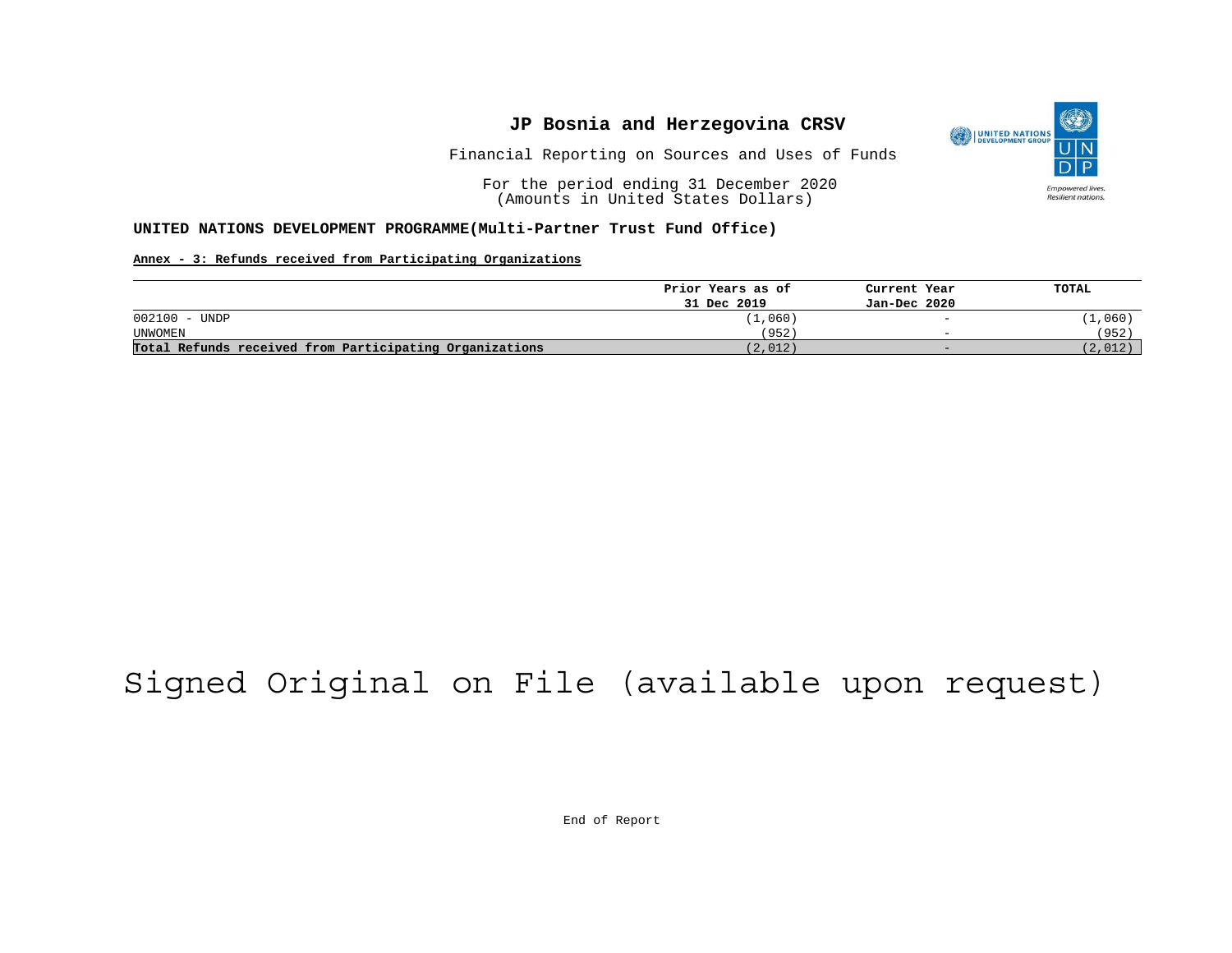# JP Bosnia and Herzegovina CRSV

Financial Reporting on Sources and Uses of Funds

For the period ending 31 December 2020
(Amounts in United States Dollars)

**UNITED NATIONS DEVELOPMENT PROGRAMME(Multi-Partner Trust Fund Office)**

**Annex - 3: Refunds received from Participating Organizations**

| | Prior Years as of 31 Dec 2019 | Current Year Jan-Dec 2020 | TOTAL |
|---|---|---|---|
| 002100 - UNDP | (1,060) | - | (1,060) |
| UNWOMEN | (952) | - | (952) |
| **Total Refunds received from Participating Organizations** | (2,012) | - | (2,012) |

Signed Original on File (available upon request)

End of Report